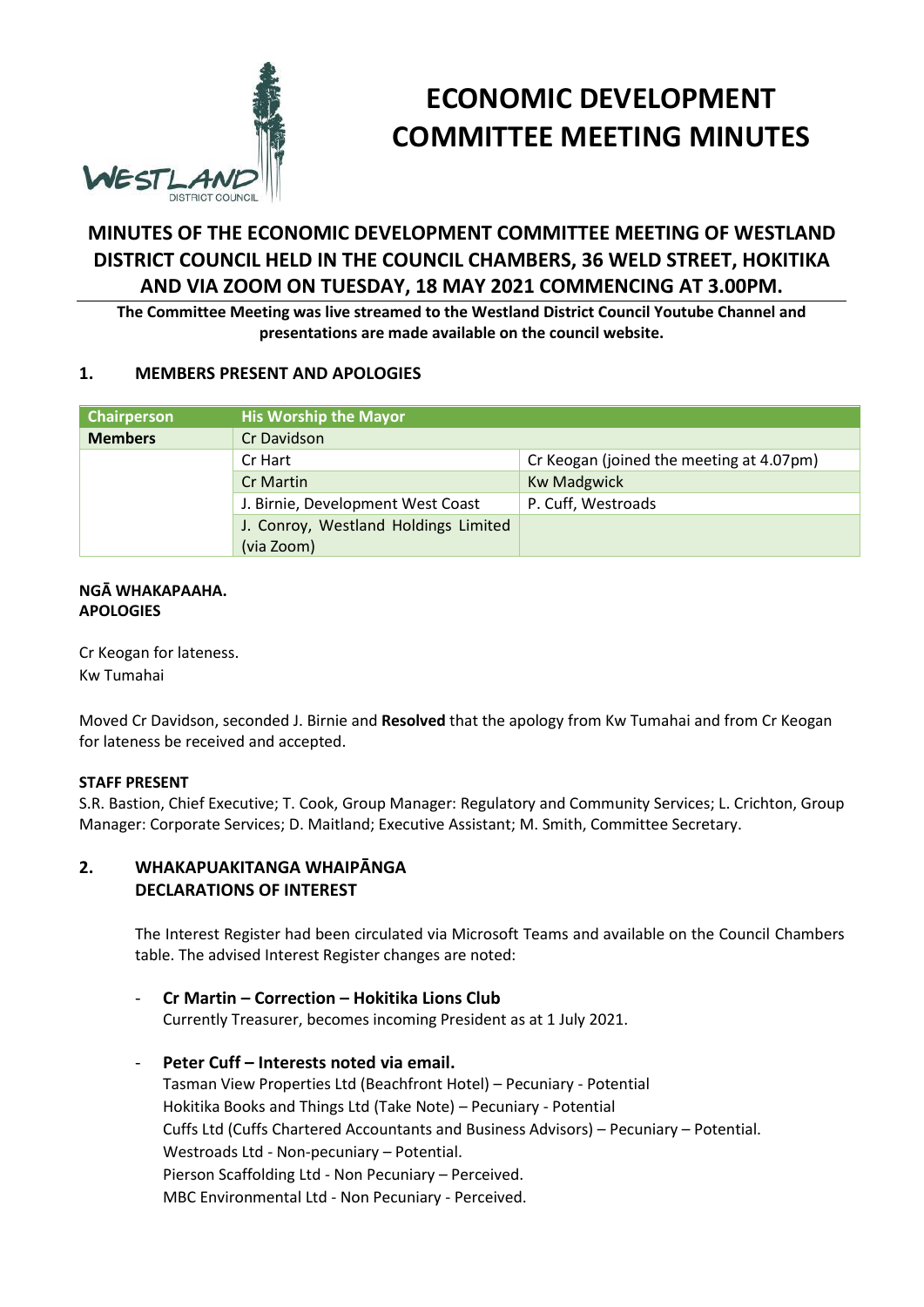# ECONOMIC DEVELOPMENT COMMITTEE MEETING MINUTES

## MINUTES OF THE ECONOMIC DEVELOPMENT COMMITTEE MEETING OF WESTLAND DISTRICT COUNCIL HELD IN THE COUNCIL CHAMBERS, 36 WELD STREET, HOKITIKA AND VIA ZOOM ON TUESDAY, 18 MAY 2021 COMMENCING AT 3.00PM.

**The Committee Meeting was live streamed to the Westland District Council Youtube Channel and presentations are made available on the council website.**

### 1. MEMBERS PRESENT AND APOLOGIES

| Chairperson | His Worship the Mayor | |
|---|---|---|
| **Members** | Cr Davidson | |
| | Cr Hart | Cr Keogan (joined the meeting at 4.07pm) |
| | Cr Martin | Kw Madgwick |
| | J. Birnie, Development West Coast | P. Cuff, Westroads |
| | J. Conroy, Westland Holdings Limited (via Zoom) | |

**NGĀ WHAKAPAAHA.**
**APOLOGIES**

Cr Keogan for lateness.
Kw Tumahai

Moved Cr Davidson, seconded J. Birnie and **Resolved** that the apology from Kw Tumahai and from Cr Keogan for lateness be received and accepted.

**STAFF PRESENT**

S.R. Bastion, Chief Executive; T. Cook, Group Manager: Regulatory and Community Services; L. Crichton, Group Manager: Corporate Services; D. Maitland; Executive Assistant; M. Smith, Committee Secretary.

### 2. WHAKAPUAKITANGA WHAIPĀNGA DECLARATIONS OF INTEREST

The Interest Register had been circulated via Microsoft Teams and available on the Council Chambers table. The advised Interest Register changes are noted:

- **Cr Martin – Correction – Hokitika Lions Club**
  Currently Treasurer, becomes incoming President as at 1 July 2021.

- **Peter Cuff – Interests noted via email.**
  Tasman View Properties Ltd (Beachfront Hotel) – Pecuniary - Potential
  Hokitika Books and Things Ltd (Take Note) – Pecuniary - Potential
  Cuffs Ltd (Cuffs Chartered Accountants and Business Advisors) – Pecuniary – Potential.
  Westroads Ltd - Non-pecuniary – Potential.
  Pierson Scaffolding Ltd - Non Pecuniary – Perceived.
  MBC Environmental Ltd - Non Pecuniary - Perceived.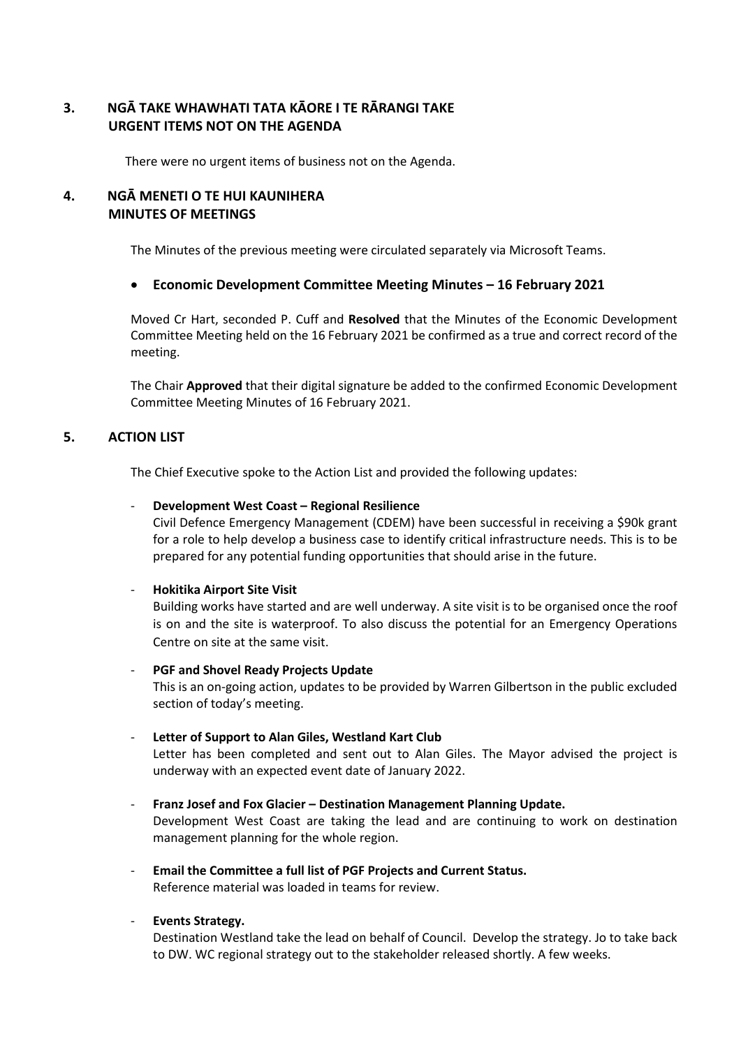## 3. NGĀ TAKE WHAWHATI TATA KĀORE I TE RĀRANGI TAKE
## URGENT ITEMS NOT ON THE AGENDA

There were no urgent items of business not on the Agenda.

## 4. NGĀ MENETI O TE HUI KAUNIHERA
## MINUTES OF MEETINGS

The Minutes of the previous meeting were circulated separately via Microsoft Teams.

- **Economic Development Committee Meeting Minutes – 16 February 2021**

Moved Cr Hart, seconded P. Cuff and **Resolved** that the Minutes of the Economic Development Committee Meeting held on the 16 February 2021 be confirmed as a true and correct record of the meeting.

The Chair **Approved** that their digital signature be added to the confirmed Economic Development Committee Meeting Minutes of 16 February 2021.

## 5. ACTION LIST

The Chief Executive spoke to the Action List and provided the following updates:

- **Development West Coast – Regional Resilience**
  Civil Defence Emergency Management (CDEM) have been successful in receiving a $90k grant for a role to help develop a business case to identify critical infrastructure needs. This is to be prepared for any potential funding opportunities that should arise in the future.

- **Hokitika Airport Site Visit**
  Building works have started and are well underway. A site visit is to be organised once the roof is on and the site is waterproof. To also discuss the potential for an Emergency Operations Centre on site at the same visit.

- **PGF and Shovel Ready Projects Update**
  This is an on-going action, updates to be provided by Warren Gilbertson in the public excluded section of today's meeting.

- **Letter of Support to Alan Giles, Westland Kart Club**
  Letter has been completed and sent out to Alan Giles. The Mayor advised the project is underway with an expected event date of January 2022.

- **Franz Josef and Fox Glacier – Destination Management Planning Update.**
  Development West Coast are taking the lead and are continuing to work on destination management planning for the whole region.

- **Email the Committee a full list of PGF Projects and Current Status.**
  Reference material was loaded in teams for review.

- **Events Strategy.**
  Destination Westland take the lead on behalf of Council. Develop the strategy. Jo to take back to DW. WC regional strategy out to the stakeholder released shortly. A few weeks.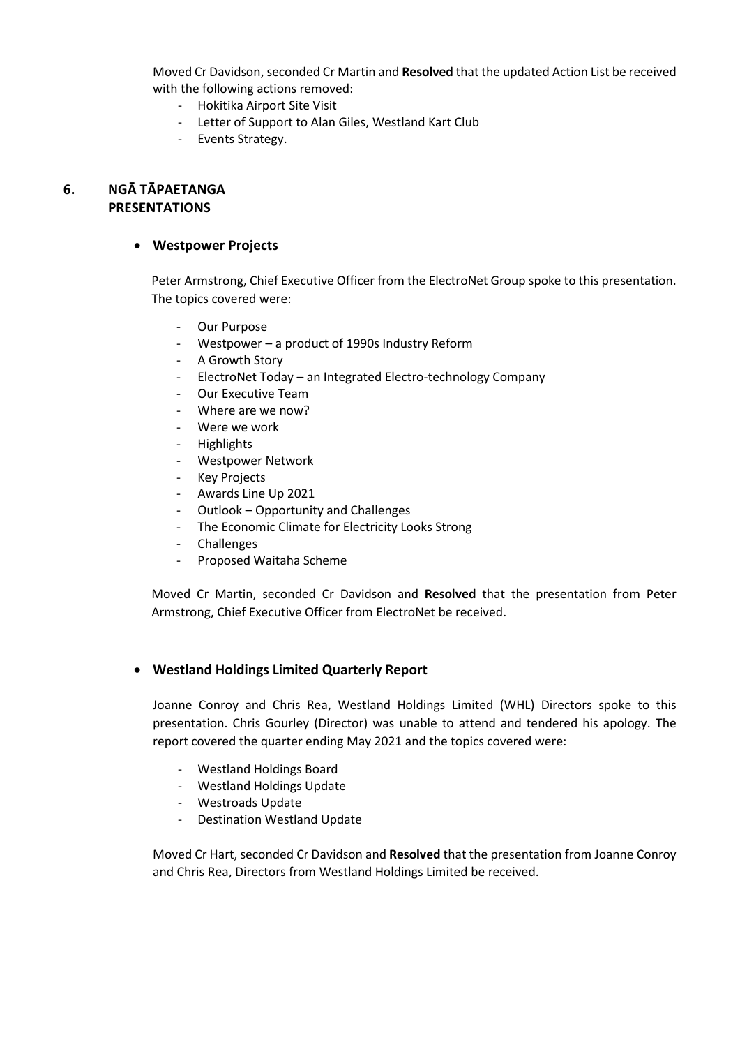Moved Cr Davidson, seconded Cr Martin and **Resolved** that the updated Action List be received with the following actions removed:

- Hokitika Airport Site Visit
- Letter of Support to Alan Giles, Westland Kart Club
- Events Strategy.

## 6. NGĀ TĀPAETANGA PRESENTATIONS

- **Westpower Projects**

Peter Armstrong, Chief Executive Officer from the ElectroNet Group spoke to this presentation. The topics covered were:

- Our Purpose
- Westpower – a product of 1990s Industry Reform
- A Growth Story
- ElectroNet Today – an Integrated Electro-technology Company
- Our Executive Team
- Where are we now?
- Were we work
- Highlights
- Westpower Network
- Key Projects
- Awards Line Up 2021
- Outlook – Opportunity and Challenges
- The Economic Climate for Electricity Looks Strong
- Challenges
- Proposed Waitaha Scheme

Moved Cr Martin, seconded Cr Davidson and **Resolved** that the presentation from Peter Armstrong, Chief Executive Officer from ElectroNet be received.

- **Westland Holdings Limited Quarterly Report**

Joanne Conroy and Chris Rea, Westland Holdings Limited (WHL) Directors spoke to this presentation. Chris Gourley (Director) was unable to attend and tendered his apology. The report covered the quarter ending May 2021 and the topics covered were:

- Westland Holdings Board
- Westland Holdings Update
- Westroads Update
- Destination Westland Update

Moved Cr Hart, seconded Cr Davidson and **Resolved** that the presentation from Joanne Conroy and Chris Rea, Directors from Westland Holdings Limited be received.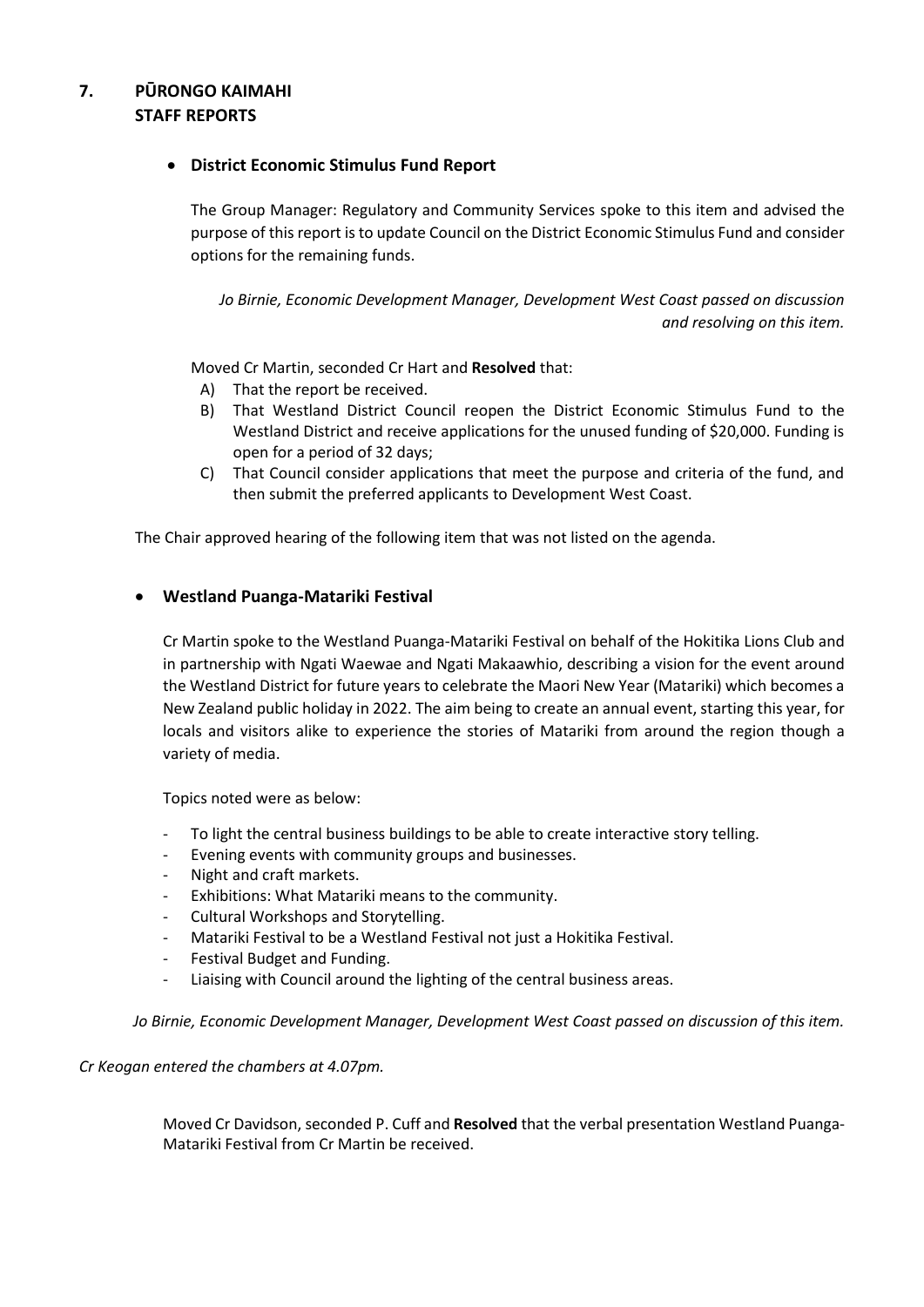## 7. PŪRONGO KAIMAHI
## STAFF REPORTS

- **District Economic Stimulus Fund Report**

The Group Manager: Regulatory and Community Services spoke to this item and advised the purpose of this report is to update Council on the District Economic Stimulus Fund and consider options for the remaining funds.

*Jo Birnie, Economic Development Manager, Development West Coast passed on discussion and resolving on this item.*

Moved Cr Martin, seconded Cr Hart and **Resolved** that:

A) That the report be received.

B) That Westland District Council reopen the District Economic Stimulus Fund to the Westland District and receive applications for the unused funding of $20,000. Funding is open for a period of 32 days;

C) That Council consider applications that meet the purpose and criteria of the fund, and then submit the preferred applicants to Development West Coast.

The Chair approved hearing of the following item that was not listed on the agenda.

- **Westland Puanga-Matariki Festival**

Cr Martin spoke to the Westland Puanga-Matariki Festival on behalf of the Hokitika Lions Club and in partnership with Ngati Waewae and Ngati Makaawhio, describing a vision for the event around the Westland District for future years to celebrate the Maori New Year (Matariki) which becomes a New Zealand public holiday in 2022. The aim being to create an annual event, starting this year, for locals and visitors alike to experience the stories of Matariki from around the region though a variety of media.

Topics noted were as below:

- To light the central business buildings to be able to create interactive story telling.
- Evening events with community groups and businesses.
- Night and craft markets.
- Exhibitions: What Matariki means to the community.
- Cultural Workshops and Storytelling.
- Matariki Festival to be a Westland Festival not just a Hokitika Festival.
- Festival Budget and Funding.
- Liaising with Council around the lighting of the central business areas.

*Jo Birnie, Economic Development Manager, Development West Coast passed on discussion of this item.*

*Cr Keogan entered the chambers at 4.07pm.*

Moved Cr Davidson, seconded P. Cuff and **Resolved** that the verbal presentation Westland Puanga-Matariki Festival from Cr Martin be received.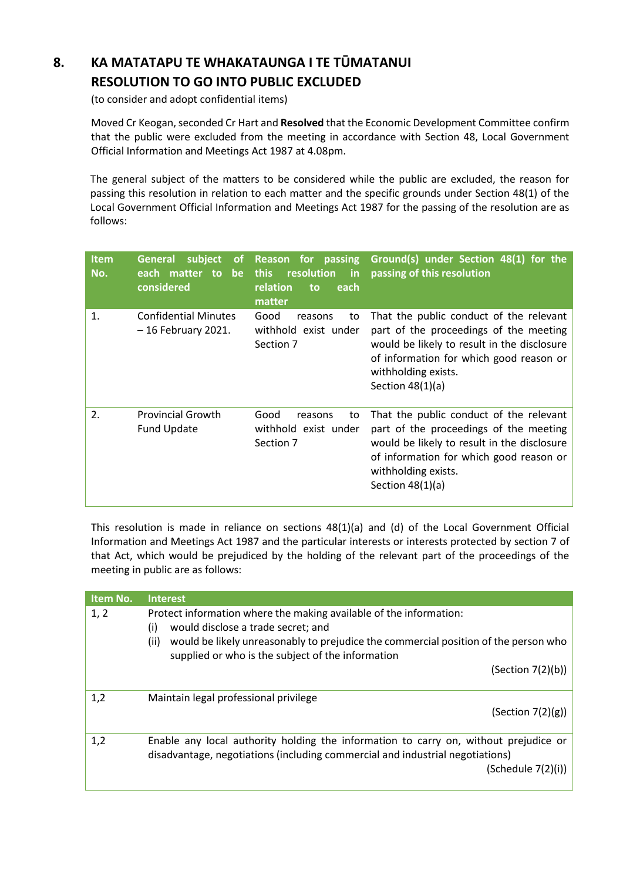## 8. KA MATATAPU TE WHAKATAUNGA I TE TŪMATANUI RESOLUTION TO GO INTO PUBLIC EXCLUDED

(to consider and adopt confidential items)

Moved Cr Keogan, seconded Cr Hart and **Resolved** that the Economic Development Committee confirm that the public were excluded from the meeting in accordance with Section 48, Local Government Official Information and Meetings Act 1987 at 4.08pm.

The general subject of the matters to be considered while the public are excluded, the reason for passing this resolution in relation to each matter and the specific grounds under Section 48(1) of the Local Government Official Information and Meetings Act 1987 for the passing of the resolution are as follows:

| Item No. | General subject of each matter to be considered | Reason for passing this resolution in relation to each matter | Ground(s) under Section 48(1) for the passing of this resolution |
|---|---|---|---|
| 1. | Confidential Minutes – 16 February 2021. | Good reasons to withhold exist under Section 7 | That the public conduct of the relevant part of the proceedings of the meeting would be likely to result in the disclosure of information for which good reason or withholding exists. Section 48(1)(a) |
| 2. | Provincial Growth Fund Update | Good reasons to withhold exist under Section 7 | That the public conduct of the relevant part of the proceedings of the meeting would be likely to result in the disclosure of information for which good reason or withholding exists. Section 48(1)(a) |

This resolution is made in reliance on sections 48(1)(a) and (d) of the Local Government Official Information and Meetings Act 1987 and the particular interests or interests protected by section 7 of that Act, which would be prejudiced by the holding of the relevant part of the proceedings of the meeting in public are as follows:

| Item No. | Interest |
|---|---|
| 1, 2 | Protect information where the making available of the information: (i) would disclose a trade secret; and (ii) would be likely unreasonably to prejudice the commercial position of the person who supplied or who is the subject of the information (Section 7(2)(b)) |
| 1,2 | Maintain legal professional privilege (Section 7(2)(g)) |
| 1,2 | Enable any local authority holding the information to carry on, without prejudice or disadvantage, negotiations (including commercial and industrial negotiations) (Schedule 7(2)(i)) |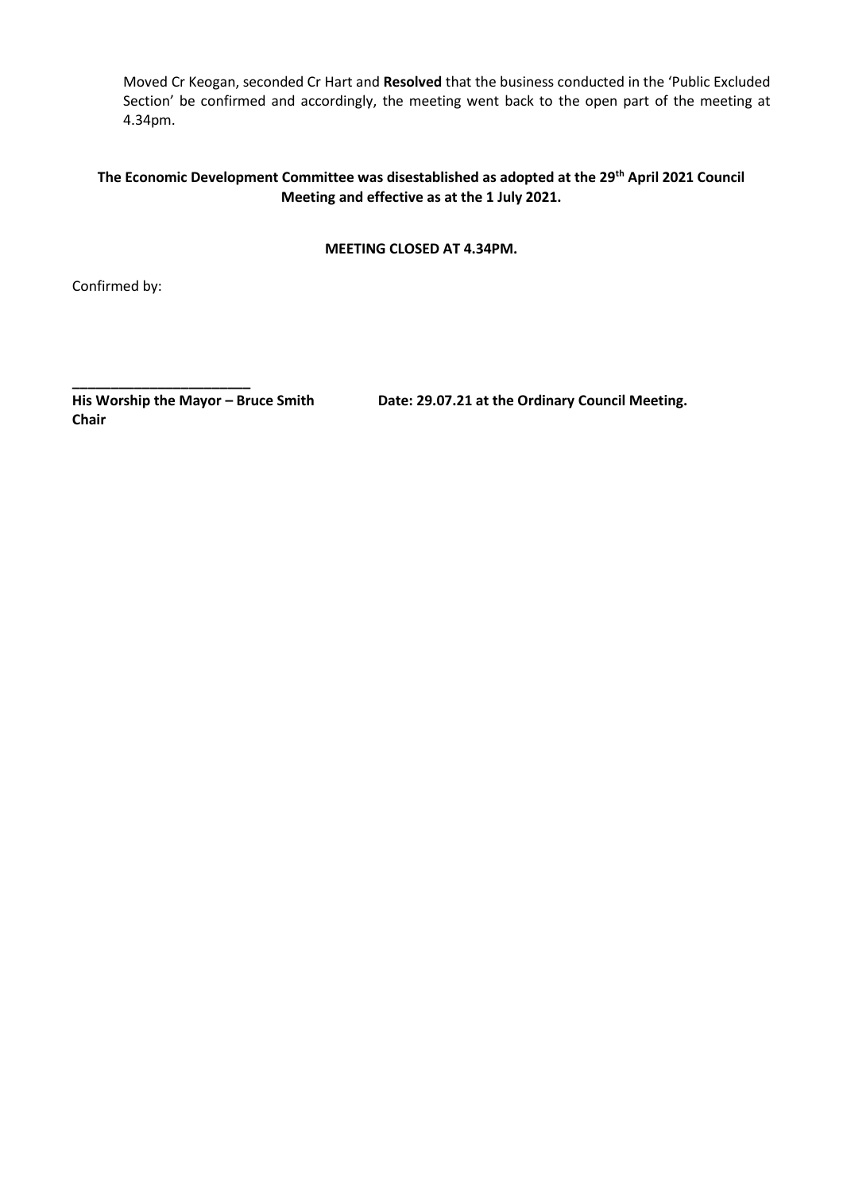Moved Cr Keogan, seconded Cr Hart and **Resolved** that the business conducted in the 'Public Excluded Section' be confirmed and accordingly, the meeting went back to the open part of the meeting at 4.34pm.

**The Economic Development Committee was disestablished as adopted at the 29th April 2021 Council Meeting and effective as at the 1 July 2021.**

**MEETING CLOSED AT 4.34PM.**

Confirmed by:

**_______________________**

**His Worship the Mayor – Bruce Smith**
**Chair**

**Date: 29.07.21 at the Ordinary Council Meeting.**